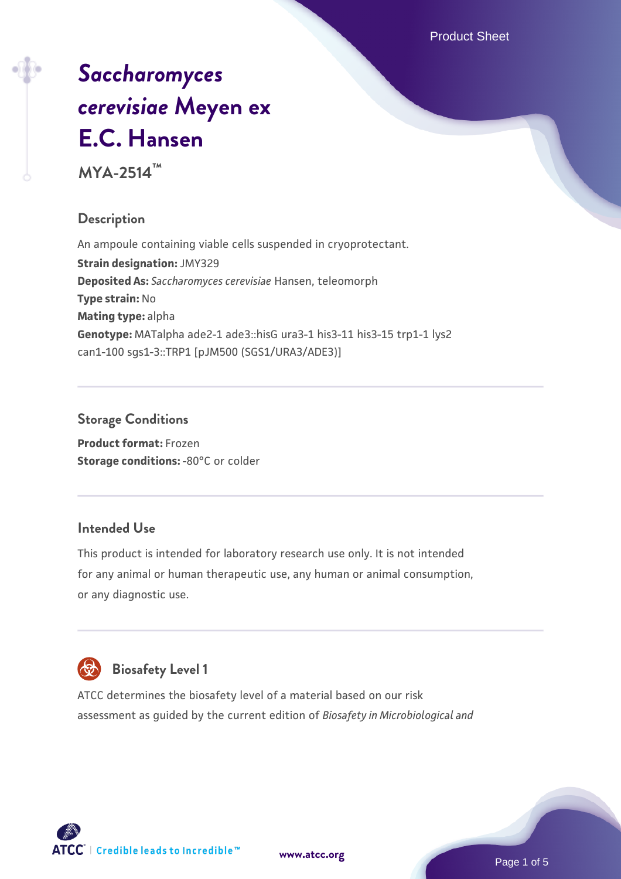# *Saccharomyces cerevisiae* Meyen ex E.C. Hansen

**MYA-2514™**

## Description

An ampoule containing viable cells suspended in cryoprotectant.

**Strain designation:** JMY329

**Deposited As:** *Saccharomyces cerevisiae* Hansen, teleomorph

**Type strain:** No

**Mating type:** alpha

**Genotype:** MATalpha ade2-1 ade3::hisG ura3-1 his3-11 his3-15 trp1-1 lys2 can1-100 sgs1-3::TRP1 [pJM500 (SGS1/URA3/ADE3)]

## Storage Conditions

**Product format:** Frozen

**Storage conditions:** -80°C or colder

## Intended Use

This product is intended for laboratory research use only. It is not intended for any animal or human therapeutic use, any human or animal consumption, or any diagnostic use.

## Biosafety Level 1

ATCC determines the biosafety level of a material based on our risk assessment as guided by the current edition of *Biosafety in Microbiological and*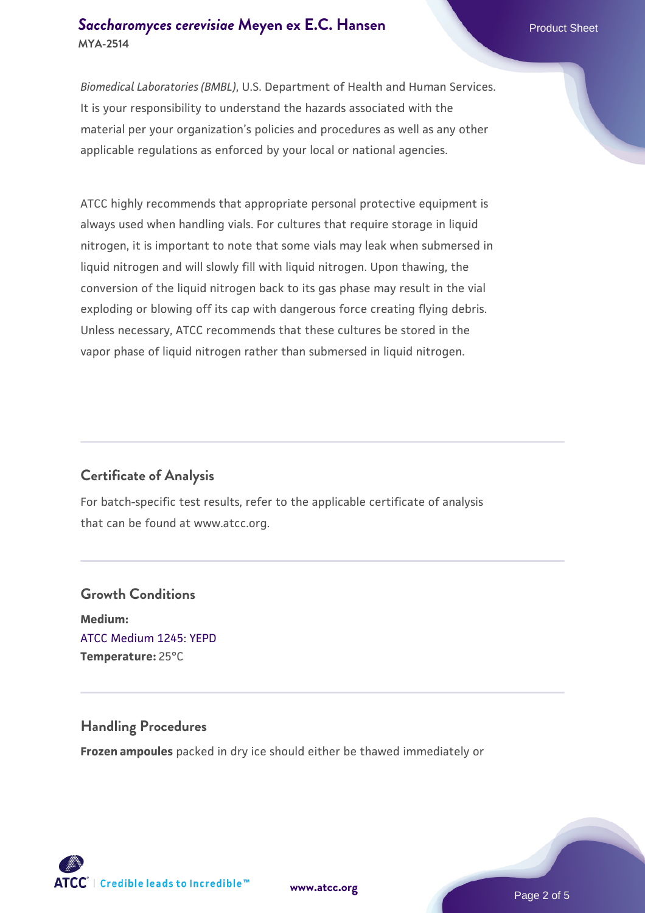*Biomedical Laboratories (BMBL)*, U.S. Department of Health and Human Services. It is your responsibility to understand the hazards associated with the material per your organization's policies and procedures as well as any other applicable regulations as enforced by your local or national agencies.

ATCC highly recommends that appropriate personal protective equipment is always used when handling vials. For cultures that require storage in liquid nitrogen, it is important to note that some vials may leak when submersed in liquid nitrogen and will slowly fill with liquid nitrogen. Upon thawing, the conversion of the liquid nitrogen back to its gas phase may result in the vial exploding or blowing off its cap with dangerous force creating flying debris. Unless necessary, ATCC recommends that these cultures be stored in the vapor phase of liquid nitrogen rather than submersed in liquid nitrogen.

## Certificate of Analysis

For batch-specific test results, refer to the applicable certificate of analysis that can be found at www.atcc.org.

## Growth Conditions

**Medium:**
ATCC Medium 1245: YEPD
**Temperature:** 25°C

## Handling Procedures

**Frozen ampoules** packed in dry ice should either be thawed immediately or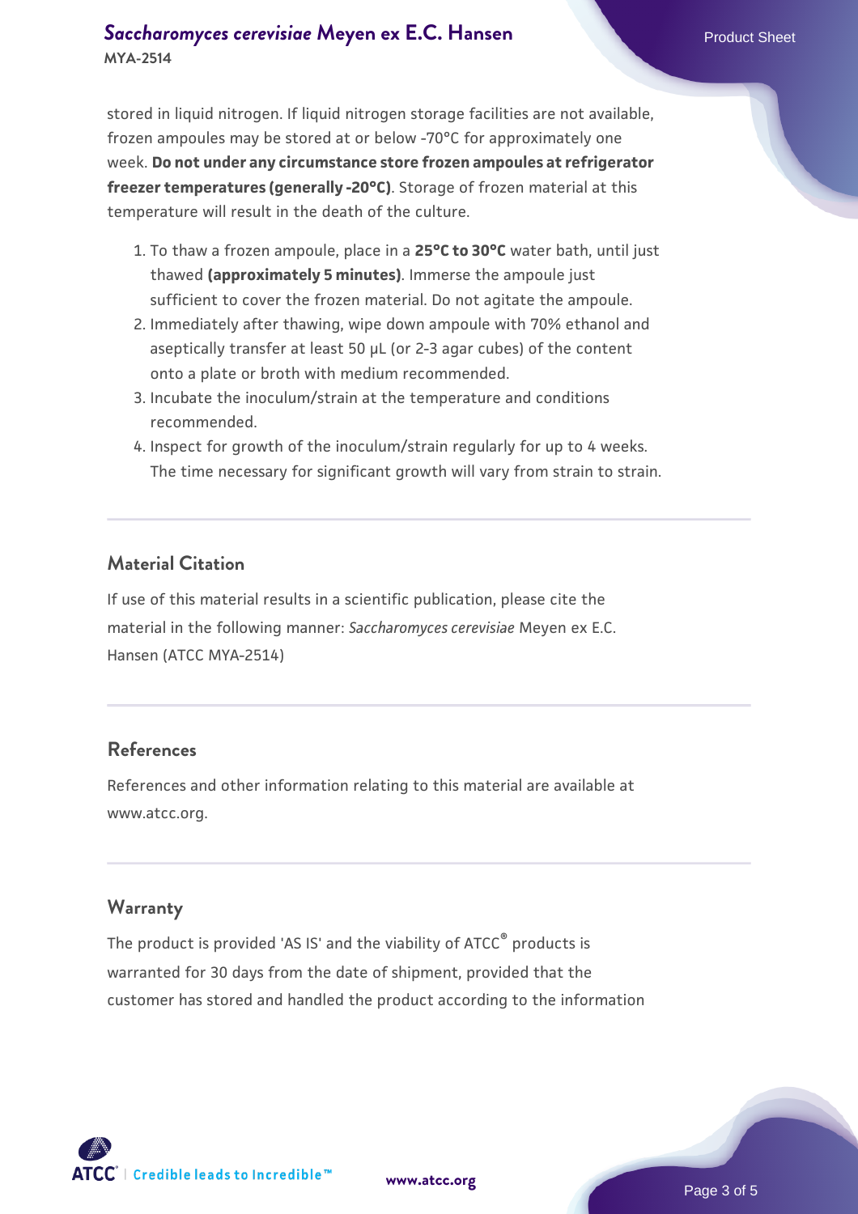stored in liquid nitrogen. If liquid nitrogen storage facilities are not available, frozen ampoules may be stored at or below -70°C for approximately one week. **Do not under any circumstance store frozen ampoules at refrigerator freezer temperatures (generally -20°C)**. Storage of frozen material at this temperature will result in the death of the culture.

1. To thaw a frozen ampoule, place in a **25°C to 30°C** water bath, until just thawed **(approximately 5 minutes)**. Immerse the ampoule just sufficient to cover the frozen material. Do not agitate the ampoule.
2. Immediately after thawing, wipe down ampoule with 70% ethanol and aseptically transfer at least 50 µL (or 2-3 agar cubes) of the content onto a plate or broth with medium recommended.
3. Incubate the inoculum/strain at the temperature and conditions recommended.
4. Inspect for growth of the inoculum/strain regularly for up to 4 weeks. The time necessary for significant growth will vary from strain to strain.

## Material Citation

If use of this material results in a scientific publication, please cite the material in the following manner: *Saccharomyces cerevisiae* Meyen ex E.C. Hansen (ATCC MYA-2514)

## References

References and other information relating to this material are available at www.atcc.org.

## Warranty

The product is provided 'AS IS' and the viability of ATCC® products is warranted for 30 days from the date of shipment, provided that the customer has stored and handled the product according to the information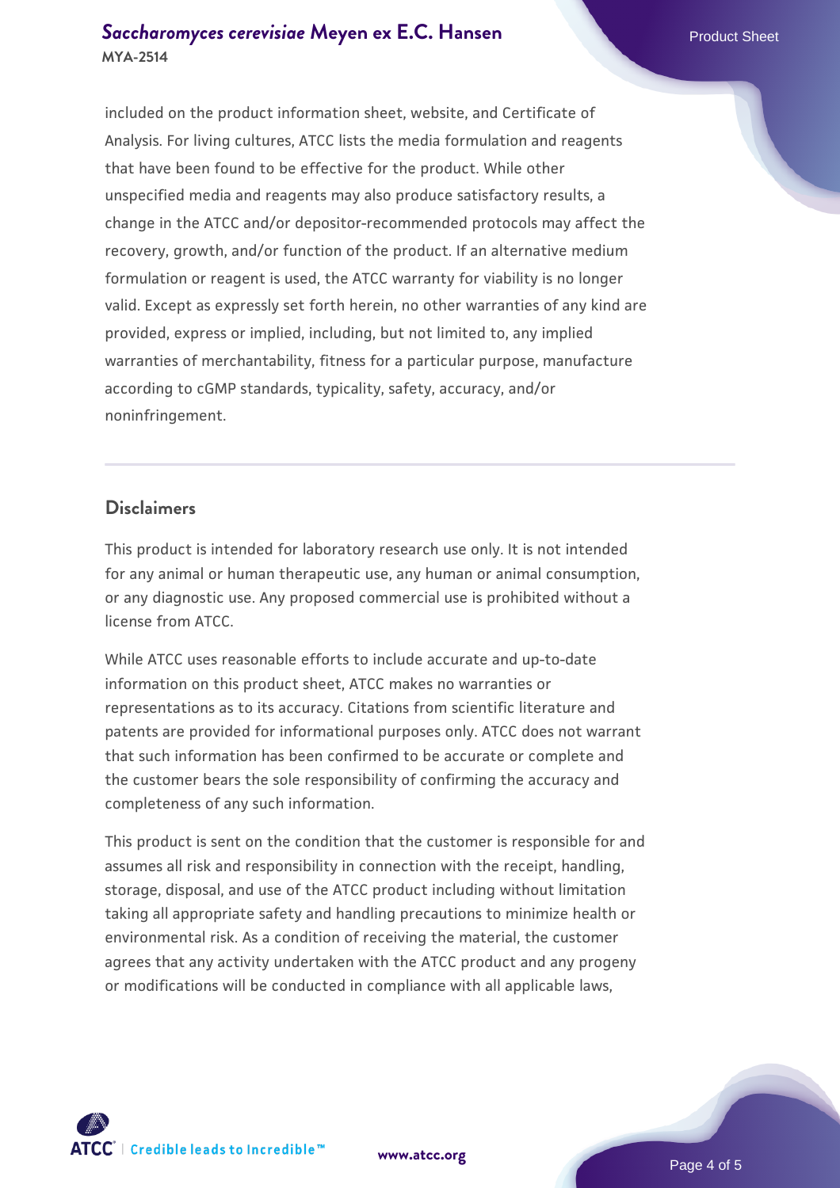included on the product information sheet, website, and Certificate of Analysis. For living cultures, ATCC lists the media formulation and reagents that have been found to be effective for the product. While other unspecified media and reagents may also produce satisfactory results, a change in the ATCC and/or depositor-recommended protocols may affect the recovery, growth, and/or function of the product. If an alternative medium formulation or reagent is used, the ATCC warranty for viability is no longer valid. Except as expressly set forth herein, no other warranties of any kind are provided, express or implied, including, but not limited to, any implied warranties of merchantability, fitness for a particular purpose, manufacture according to cGMP standards, typicality, safety, accuracy, and/or noninfringement.

## Disclaimers

This product is intended for laboratory research use only. It is not intended for any animal or human therapeutic use, any human or animal consumption, or any diagnostic use. Any proposed commercial use is prohibited without a license from ATCC.

While ATCC uses reasonable efforts to include accurate and up-to-date information on this product sheet, ATCC makes no warranties or representations as to its accuracy. Citations from scientific literature and patents are provided for informational purposes only. ATCC does not warrant that such information has been confirmed to be accurate or complete and the customer bears the sole responsibility of confirming the accuracy and completeness of any such information.

This product is sent on the condition that the customer is responsible for and assumes all risk and responsibility in connection with the receipt, handling, storage, disposal, and use of the ATCC product including without limitation taking all appropriate safety and handling precautions to minimize health or environmental risk. As a condition of receiving the material, the customer agrees that any activity undertaken with the ATCC product and any progeny or modifications will be conducted in compliance with all applicable laws,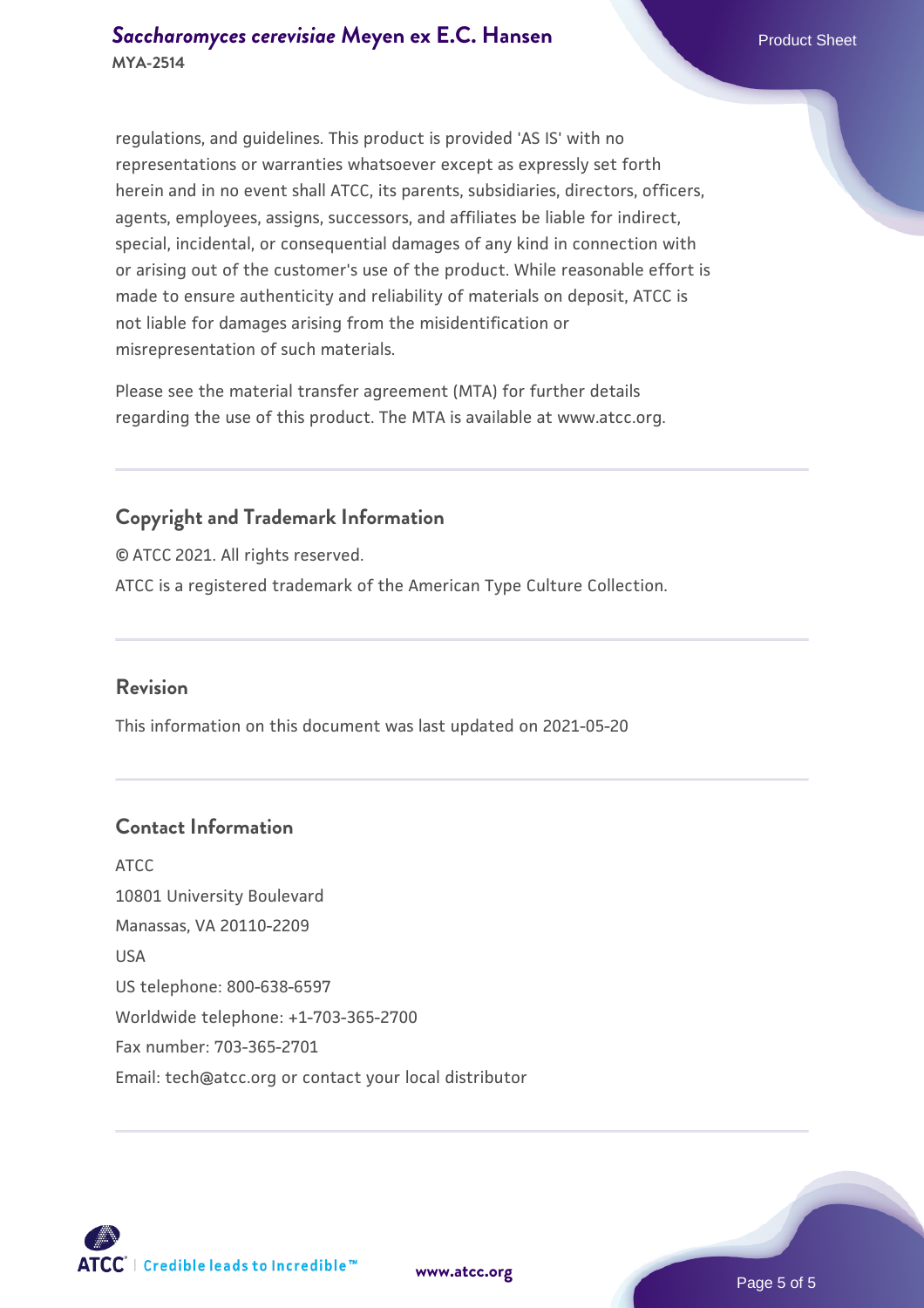regulations, and guidelines. This product is provided 'AS IS' with no representations or warranties whatsoever except as expressly set forth herein and in no event shall ATCC, its parents, subsidiaries, directors, officers, agents, employees, assigns, successors, and affiliates be liable for indirect, special, incidental, or consequential damages of any kind in connection with or arising out of the customer's use of the product. While reasonable effort is made to ensure authenticity and reliability of materials on deposit, ATCC is not liable for damages arising from the misidentification or misrepresentation of such materials.

Please see the material transfer agreement (MTA) for further details regarding the use of this product. The MTA is available at www.atcc.org.

## Copyright and Trademark Information

© ATCC 2021. All rights reserved.

ATCC is a registered trademark of the American Type Culture Collection.

## Revision

This information on this document was last updated on 2021-05-20

## Contact Information

ATCC
10801 University Boulevard
Manassas, VA 20110-2209
USA
US telephone: 800-638-6597
Worldwide telephone: +1-703-365-2700
Fax number: 703-365-2701
Email: tech@atcc.org or contact your local distributor